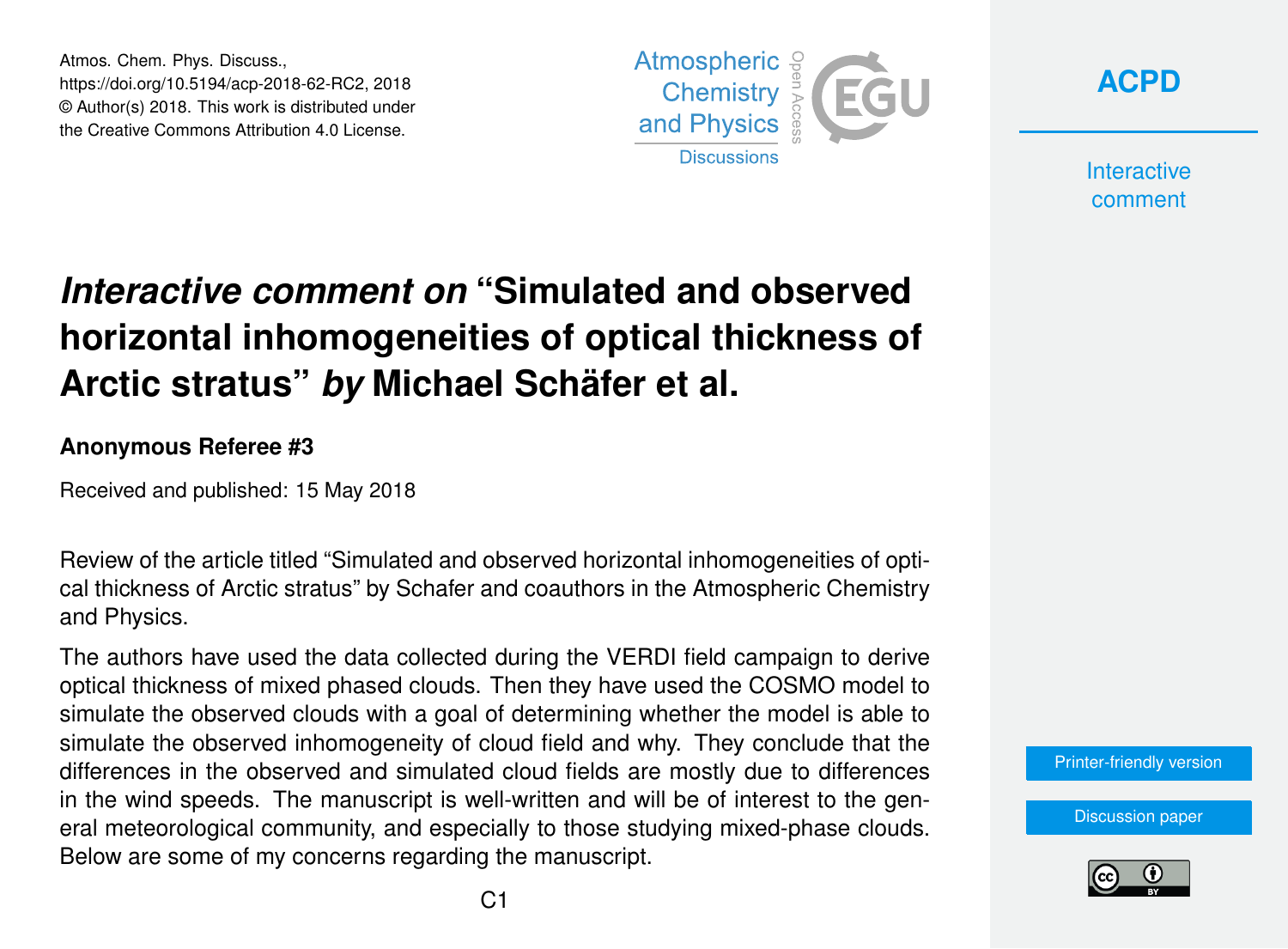# *Interactive comment on* "Simulated and observed horizontal inhomogeneities of optical thickness of Arctic stratus" *by* Michael Schäfer et al.

**Anonymous Referee #3**

Received and published: 15 May 2018

Review of the article titled "Simulated and observed horizontal inhomogeneities of optical thickness of Arctic stratus" by Schafer and coauthors in the Atmospheric Chemistry and Physics.

The authors have used the data collected during the VERDI field campaign to derive optical thickness of mixed phased clouds. Then they have used the COSMO model to simulate the observed clouds with a goal of determining whether the model is able to simulate the observed inhomogeneity of cloud field and why. They conclude that the differences in the observed and simulated cloud fields are mostly due to differences in the wind speeds. The manuscript is well-written and will be of interest to the general meteorological community, and especially to those studying mixed-phase clouds. Below are some of my concerns regarding the manuscript.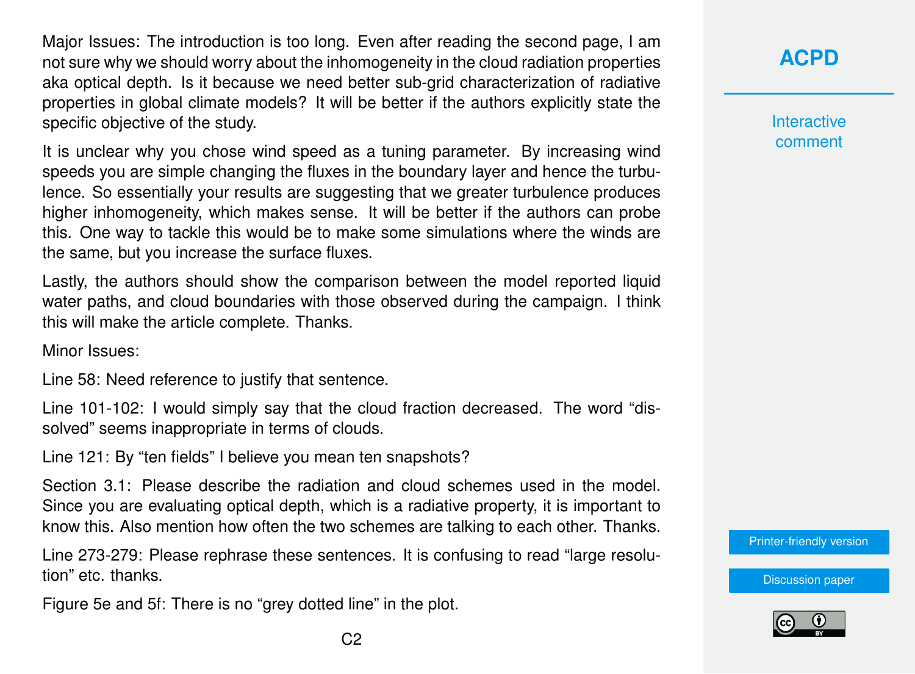Major Issues: The introduction is too long. Even after reading the second page, I am not sure why we should worry about the inhomogeneity in the cloud radiation properties aka optical depth. Is it because we need better sub-grid characterization of radiative properties in global climate models? It will be better if the authors explicitly state the specific objective of the study.

It is unclear why you chose wind speed as a tuning parameter. By increasing wind speeds you are simple changing the fluxes in the boundary layer and hence the turbulence. So essentially your results are suggesting that we greater turbulence produces higher inhomogeneity, which makes sense. It will be better if the authors can probe this. One way to tackle this would be to make some simulations where the winds are the same, but you increase the surface fluxes.

Lastly, the authors should show the comparison between the model reported liquid water paths, and cloud boundaries with those observed during the campaign. I think this will make the article complete. Thanks.

Minor Issues:

Line 58: Need reference to justify that sentence.

Line 101-102: I would simply say that the cloud fraction decreased. The word "dissolved" seems inappropriate in terms of clouds.

Line 121: By "ten fields" I believe you mean ten snapshots?

Section 3.1: Please describe the radiation and cloud schemes used in the model. Since you are evaluating optical depth, which is a radiative property, it is important to know this. Also mention how often the two schemes are talking to each other. Thanks.

Line 273-279: Please rephrase these sentences. It is confusing to read "large resolution" etc. thanks.

Figure 5e and 5f: There is no "grey dotted line" in the plot.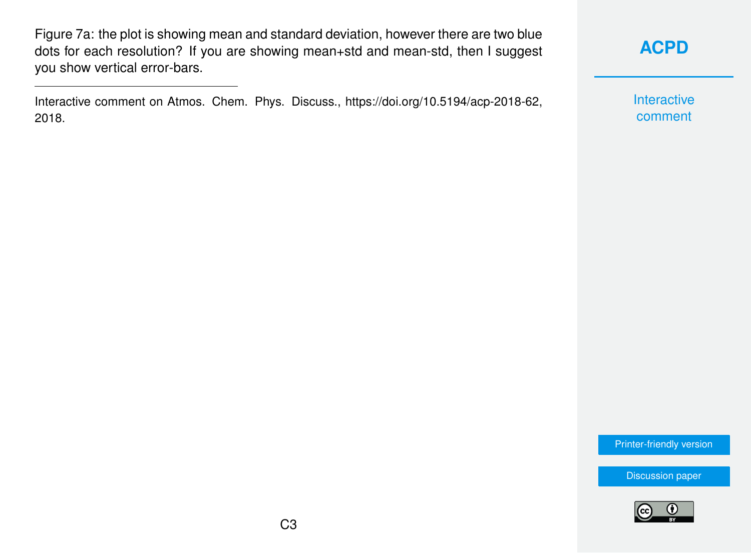Figure 7a: the plot is showing mean and standard deviation, however there are two blue dots for each resolution? If you are showing mean+std and mean-std, then I suggest you show vertical error-bars.

---

Interactive comment on Atmos. Chem. Phys. Discuss., https://doi.org/10.5194/acp-2018-62, 2018.